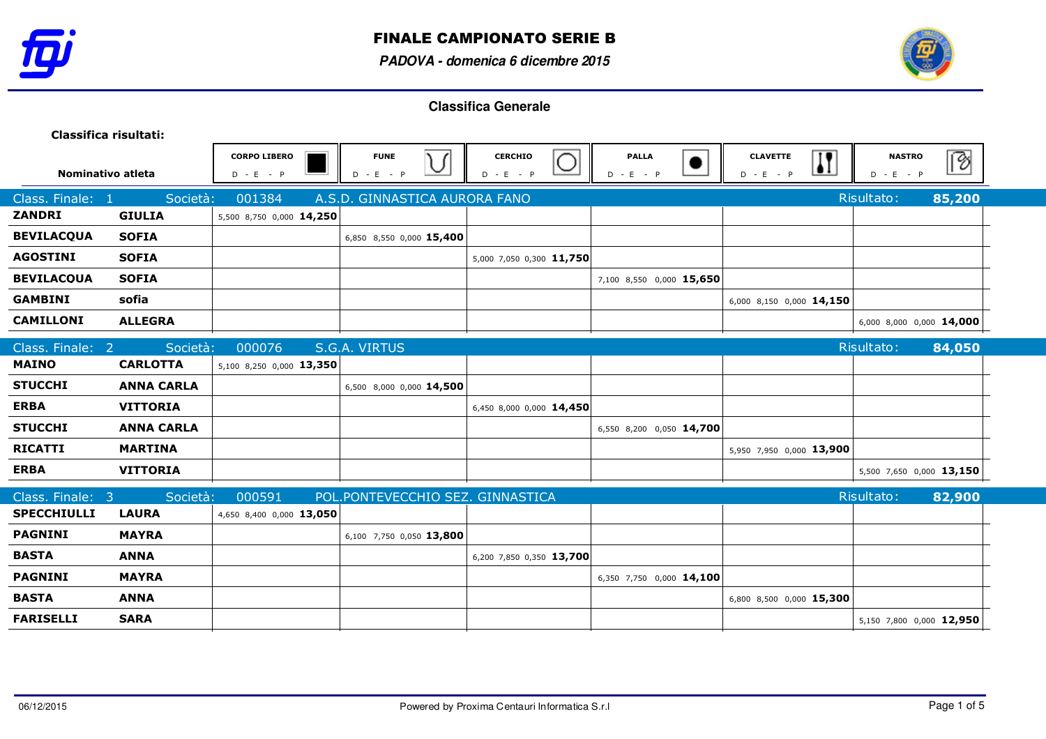# FINALE CAMPIONATO SERIE B

***PADOVA - domenica 6 dicembre 2015***

## Classifica Generale

**Classifica risultati:**

| Nominativo atleta | | CORPO LIBERO D - E - P | FUNE D - E - P | CERCHIO D - E - P | PALLA D - E - P | CLAVETTE D - E - P | NASTRO D - E - P |
|---|---|---|---|---|---|---|---|
| **Class. Finale: 1** | **Società: 001384** | **A.S.D. GINNASTICA AURORA FANO** | | | | **Risultato:** | **85,200** |
| **ZANDRI** | **GIULIA** | 5,500 8,750 0,000 **14,250** | | | | | |
| **BEVILACQUA** | **SOFIA** | | 6,850 8,550 0,000 **15,400** | | | | |
| **AGOSTINI** | **SOFIA** | | | 5,000 7,050 0,300 **11,750** | | | |
| **BEVILACQUA** | **SOFIA** | | | | 7,100 8,550 0,000 **15,650** | | |
| **GAMBINI** | **sofia** | | | | | 6,000 8,150 0,000 **14,150** | |
| **CAMILLONI** | **ALLEGRA** | | | | | | 6,000 8,000 0,000 **14,000** |
| **Class. Finale: 2** | **Società: 000076** | **S.G.A. VIRTUS** | | | | **Risultato:** | **84,050** |
| **MAINO** | **CARLOTTA** | 5,100 8,250 0,000 **13,350** | | | | | |
| **STUCCHI** | **ANNA CARLA** | | 6,500 8,000 0,000 **14,500** | | | | |
| **ERBA** | **VITTORIA** | | | 6,450 8,000 0,000 **14,450** | | | |
| **STUCCHI** | **ANNA CARLA** | | | | 6,550 8,200 0,050 **14,700** | | |
| **RICATTI** | **MARTINA** | | | | | 5,950 7,950 0,000 **13,900** | |
| **ERBA** | **VITTORIA** | | | | | | 5,500 7,650 0,000 **13,150** |
| **Class. Finale: 3** | **Società: 000591** | **POL.PONTEVECCHIO SEZ. GINNASTICA** | | | | **Risultato:** | **82,900** |
| **SPECCHIULLI** | **LAURA** | 4,650 8,400 0,000 **13,050** | | | | | |
| **PAGNINI** | **MAYRA** | | 6,100 7,750 0,050 **13,800** | | | | |
| **BASTA** | **ANNA** | | | 6,200 7,850 0,350 **13,700** | | | |
| **PAGNINI** | **MAYRA** | | | | 6,350 7,750 0,000 **14,100** | | |
| **BASTA** | **ANNA** | | | | | 6,800 8,500 0,000 **15,300** | |
| **FARISELLI** | **SARA** | | | | | | 5,150 7,800 0,000 **12,950** |

06/12/2015

Powered by Proxima Centauri Informatica S.r.l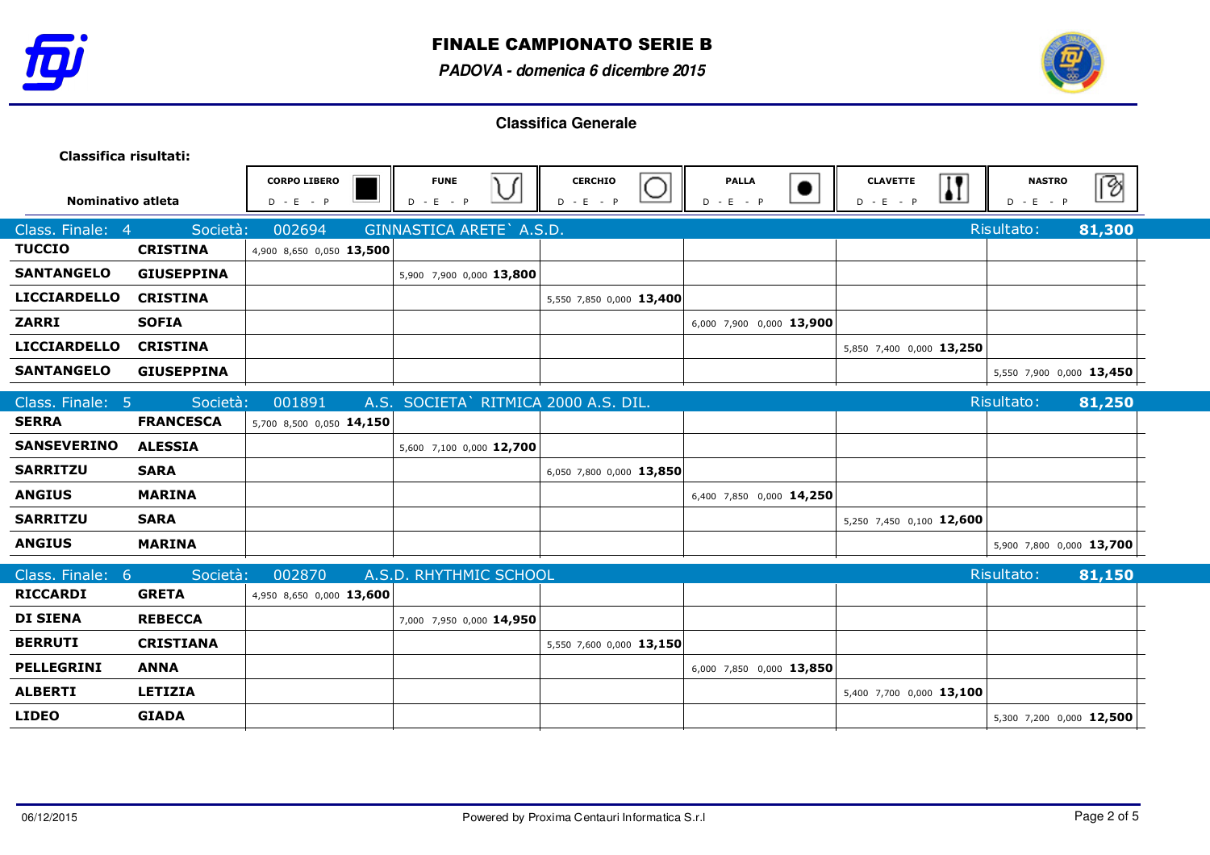# FINALE CAMPIONATO SERIE B

***PADOVA - domenica 6 dicembre 2015***

## Classifica Generale

**Classifica risultati:**

| Nominativo atleta | | CORPO LIBERO D - E - P | FUNE D - E - P | CERCHIO D - E - P | PALLA D - E - P | CLAVETTE D - E - P | NASTRO D - E - P |
|---|---|---|---|---|---|---|---|
| Class. Finale: 4 | Società: 002694 GINNASTICA ARETE` A.S.D. | | | | | Risultato: | **81,300** |
| **TUCCIO** | **CRISTINA** | 4,900 8,650 0,050 **13,500** | | | | | |
| **SANTANGELO** | **GIUSEPPINA** | | 5,900 7,900 0,000 **13,800** | | | | |
| **LICCIARDELLO** | **CRISTINA** | | | 5,550 7,850 0,000 **13,400** | | | |
| **ZARRI** | **SOFIA** | | | | 6,000 7,900 0,000 **13,900** | | |
| **LICCIARDELLO** | **CRISTINA** | | | | | 5,850 7,400 0,000 **13,250** | |
| **SANTANGELO** | **GIUSEPPINA** | | | | | | 5,550 7,900 0,000 **13,450** |
| Class. Finale: 5 | Società: 001891 A.S. SOCIETA` RITMICA 2000 A.S. DIL. | | | | | Risultato: | **81,250** |
| **SERRA** | **FRANCESCA** | 5,700 8,500 0,050 **14,150** | | | | | |
| **SANSEVERINO** | **ALESSIA** | | 5,600 7,100 0,000 **12,700** | | | | |
| **SARRITZU** | **SARA** | | | 6,050 7,800 0,000 **13,850** | | | |
| **ANGIUS** | **MARINA** | | | | 6,400 7,850 0,000 **14,250** | | |
| **SARRITZU** | **SARA** | | | | | 5,250 7,450 0,100 **12,600** | |
| **ANGIUS** | **MARINA** | | | | | | 5,900 7,800 0,000 **13,700** |
| Class. Finale: 6 | Società: 002870 A.S.D. RHYTHMIC SCHOOL | | | | | Risultato: | **81,150** |
| **RICCARDI** | **GRETA** | 4,950 8,650 0,000 **13,600** | | | | | |
| **DI SIENA** | **REBECCA** | | 7,000 7,950 0,000 **14,950** | | | | |
| **BERRUTI** | **CRISTIANA** | | | 5,550 7,600 0,000 **13,150** | | | |
| **PELLEGRINI** | **ANNA** | | | | 6,000 7,850 0,000 **13,850** | | |
| **ALBERTI** | **LETIZIA** | | | | | 5,400 7,700 0,000 **13,100** | |
| **LIDEO** | **GIADA** | | | | | | 5,300 7,200 0,000 **12,500** |

06/12/2015 Powered by Proxima Centauri Informatica S.r.l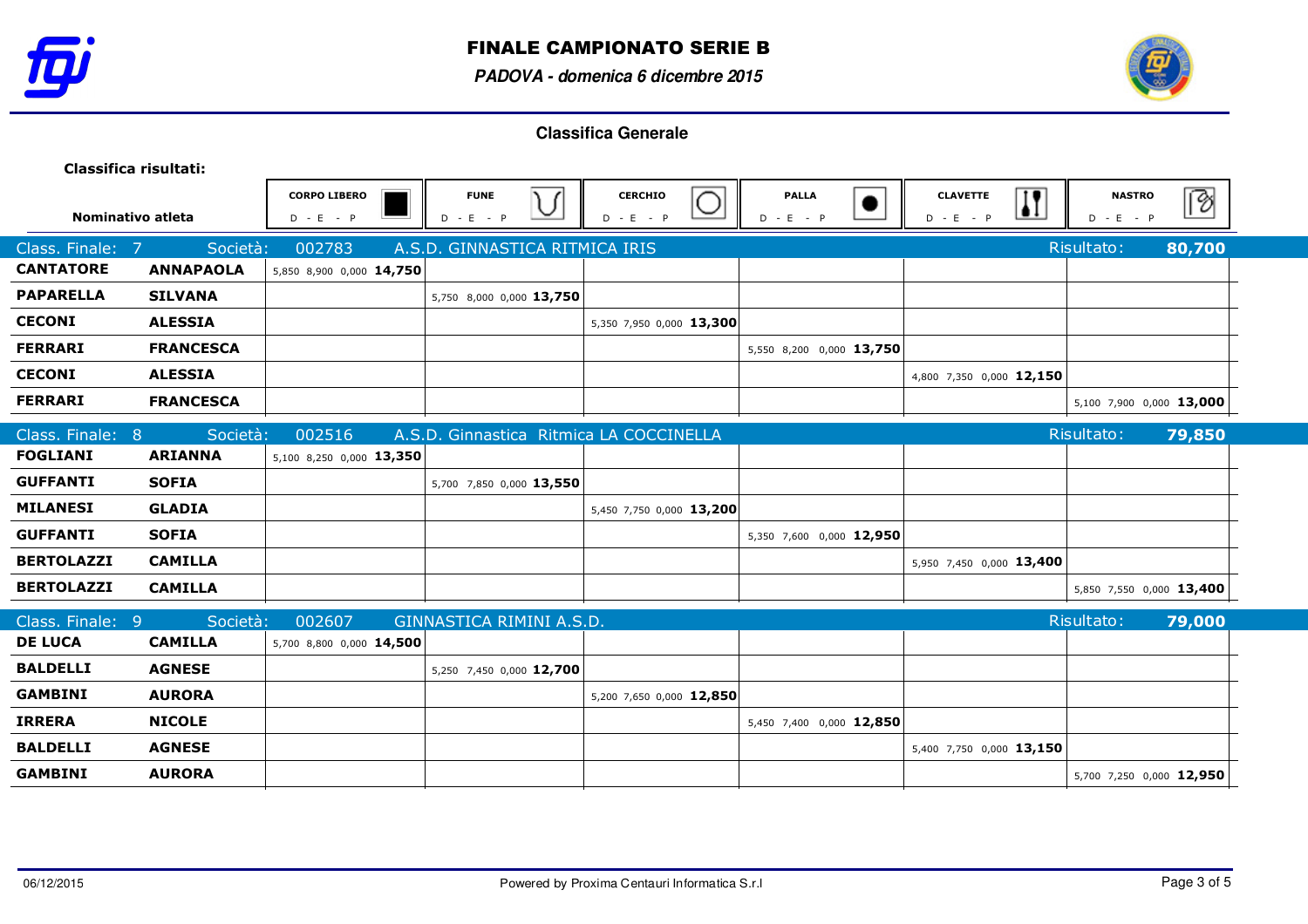# FINALE CAMPIONATO SERIE B

***PADOVA - domenica 6 dicembre 2015***

## Classifica Generale

**Classifica risultati:**

| Nominativo atleta | | CORPO LIBERO D - E - P | FUNE D - E - P | CERCHIO D - E - P | PALLA D - E - P | CLAVETTE D - E - P | NASTRO D - E - P |
|---|---|---|---|---|---|---|---|
| **Class. Finale: 7** | **Società: 002783 A.S.D. GINNASTICA RITMICA IRIS** | | | | | | **Risultato: 80,700** |
| **CANTATORE** | **ANNAPAOLA** | 5,850 8,900 0,000 **14,750** | | | | | |
| **PAPARELLA** | **SILVANA** | | 5,750 8,000 0,000 **13,750** | | | | |
| **CECONI** | **ALESSIA** | | | 5,350 7,950 0,000 **13,300** | | | |
| **FERRARI** | **FRANCESCA** | | | | 5,550 8,200 0,000 **13,750** | | |
| **CECONI** | **ALESSIA** | | | | | 4,800 7,350 0,000 **12,150** | |
| **FERRARI** | **FRANCESCA** | | | | | | 5,100 7,900 0,000 **13,000** |
| **Class. Finale: 8** | **Società: 002516 A.S.D. Ginnastica Ritmica LA COCCINELLA** | | | | | | **Risultato: 79,850** |
| **FOGLIANI** | **ARIANNA** | 5,100 8,250 0,000 **13,350** | | | | | |
| **GUFFANTI** | **SOFIA** | | 5,700 7,850 0,000 **13,550** | | | | |
| **MILANESI** | **GLADIA** | | | 5,450 7,750 0,000 **13,200** | | | |
| **GUFFANTI** | **SOFIA** | | | | 5,350 7,600 0,000 **12,950** | | |
| **BERTOLAZZI** | **CAMILLA** | | | | | 5,950 7,450 0,000 **13,400** | |
| **BERTOLAZZI** | **CAMILLA** | | | | | | 5,850 7,550 0,000 **13,400** |
| **Class. Finale: 9** | **Società: 002607 GINNASTICA RIMINI A.S.D.** | | | | | | **Risultato: 79,000** |
| **DE LUCA** | **CAMILLA** | 5,700 8,800 0,000 **14,500** | | | | | |
| **BALDELLI** | **AGNESE** | | 5,250 7,450 0,000 **12,700** | | | | |
| **GAMBINI** | **AURORA** | | | 5,200 7,650 0,000 **12,850** | | | |
| **IRRERA** | **NICOLE** | | | | 5,450 7,400 0,000 **12,850** | | |
| **BALDELLI** | **AGNESE** | | | | | 5,400 7,750 0,000 **13,150** | |
| **GAMBINI** | **AURORA** | | | | | | 5,700 7,250 0,000 **12,950** |

06/12/2015 Powered by Proxima Centauri Informatica S.r.l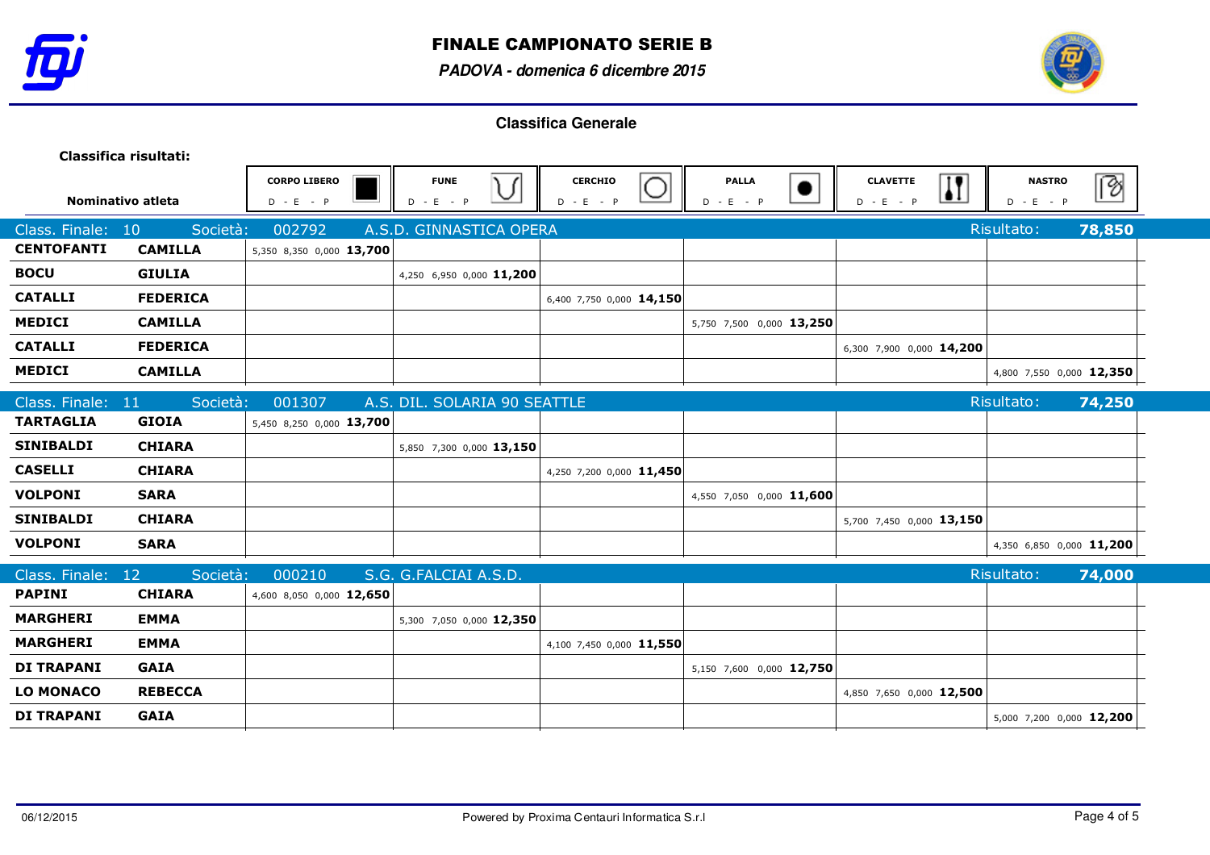# FINALE CAMPIONATO SERIE B

***PADOVA - domenica 6 dicembre 2015***

## Classifica Generale

**Classifica risultati:**

| Nominativo atleta | | CORPO LIBERO<br>D - E - P | FUNE<br>D - E - P | CERCHIO<br>D - E - P | PALLA<br>D - E - P | CLAVETTE<br>D - E - P | NASTRO<br>D - E - P |
|---|---|---|---|---|---|---|---|
| **Class. Finale: 10** | **Società: 002792** | **A.S.D. GINNASTICA OPERA** | | | | **Risultato:** | **78,850** |
| **CENTOFANTI** | **CAMILLA** | 5,350 8,350 0,000 **13,700** | | | | | |
| **BOCU** | **GIULIA** | | 4,250 6,950 0,000 **11,200** | | | | |
| **CATALLI** | **FEDERICA** | | | 6,400 7,750 0,000 **14,150** | | | |
| **MEDICI** | **CAMILLA** | | | | 5,750 7,500 0,000 **13,250** | | |
| **CATALLI** | **FEDERICA** | | | | | 6,300 7,900 0,000 **14,200** | |
| **MEDICI** | **CAMILLA** | | | | | | 4,800 7,550 0,000 **12,350** |
| **Class. Finale: 11** | **Società: 001307** | **A.S. DIL. SOLARIA 90 SEATTLE** | | | | **Risultato:** | **74,250** |
| **TARTAGLIA** | **GIOIA** | 5,450 8,250 0,000 **13,700** | | | | | |
| **SINIBALDI** | **CHIARA** | | 5,850 7,300 0,000 **13,150** | | | | |
| **CASELLI** | **CHIARA** | | | 4,250 7,200 0,000 **11,450** | | | |
| **VOLPONI** | **SARA** | | | | 4,550 7,050 0,000 **11,600** | | |
| **SINIBALDI** | **CHIARA** | | | | | 5,700 7,450 0,000 **13,150** | |
| **VOLPONI** | **SARA** | | | | | | 4,350 6,850 0,000 **11,200** |
| **Class. Finale: 12** | **Società: 000210** | **S.G. G.FALCIAI A.S.D.** | | | | **Risultato:** | **74,000** |
| **PAPINI** | **CHIARA** | 4,600 8,050 0,000 **12,650** | | | | | |
| **MARGHERI** | **EMMA** | | 5,300 7,050 0,000 **12,350** | | | | |
| **MARGHERI** | **EMMA** | | | 4,100 7,450 0,000 **11,550** | | | |
| **DI TRAPANI** | **GAIA** | | | | 5,150 7,600 0,000 **12,750** | | |
| **LO MONACO** | **REBECCA** | | | | | 4,850 7,650 0,000 **12,500** | |
| **DI TRAPANI** | **GAIA** | | | | | | 5,000 7,200 0,000 **12,200** |

06/12/2015 Powered by Proxima Centauri Informatica S.r.l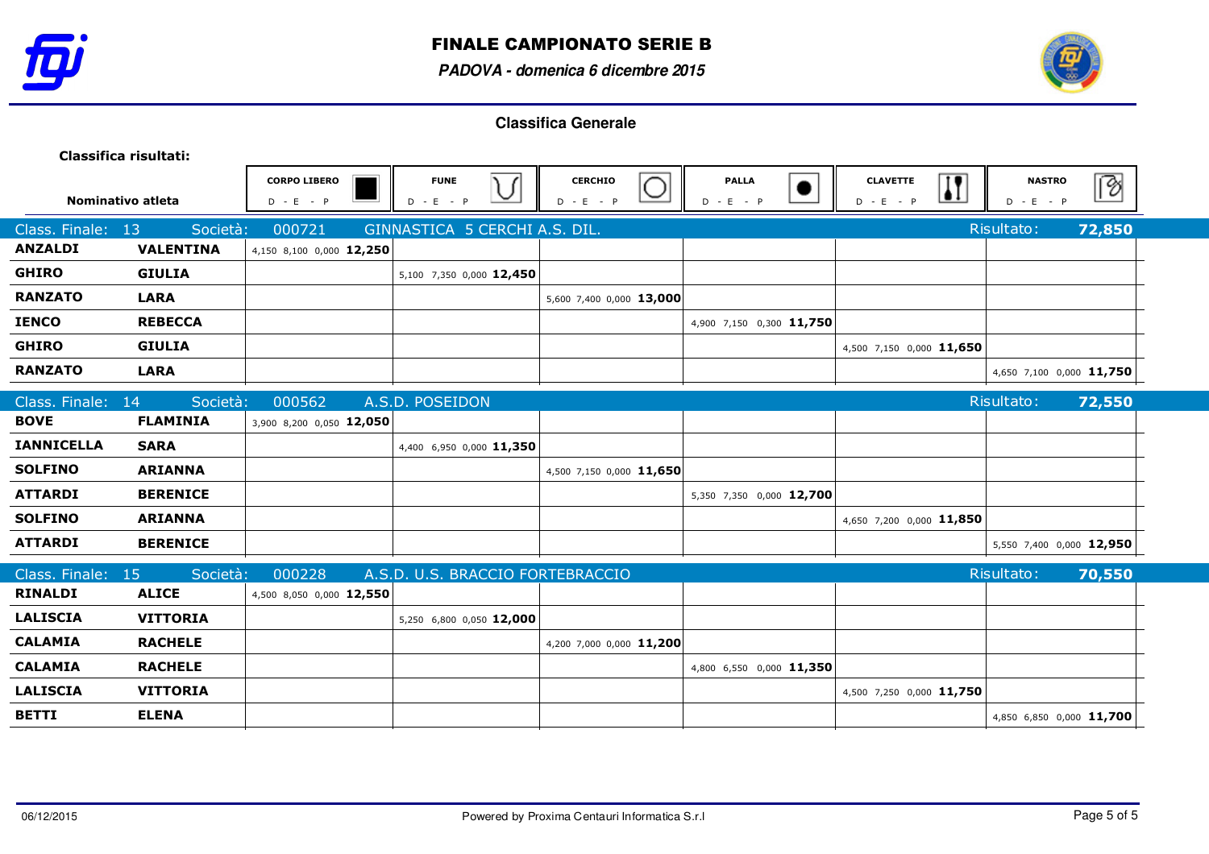# FINALE CAMPIONATO SERIE B

***PADOVA - domenica 6 dicembre 2015***

## Classifica Generale

**Classifica risultati:**

| Nominativo atleta | | CORPO LIBERO D - E - P | FUNE D - E - P | CERCHIO D - E - P | PALLA D - E - P | CLAVETTE D - E - P | NASTRO D - E - P |
|---|---|---|---|---|---|---|---|
| **Class. Finale: 13** | **Società: 000721** | **GINNASTICA 5 CERCHI A.S. DIL.** | | | | **Risultato:** | **72,850** |
| **ANZALDI** | **VALENTINA** | 4,150 8,100 0,000 **12,250** | | | | | |
| **GHIRO** | **GIULIA** | | 5,100 7,350 0,000 **12,450** | | | | |
| **RANZATO** | **LARA** | | | 5,600 7,400 0,000 **13,000** | | | |
| **IENCO** | **REBECCA** | | | | 4,900 7,150 0,300 **11,750** | | |
| **GHIRO** | **GIULIA** | | | | | 4,500 7,150 0,000 **11,650** | |
| **RANZATO** | **LARA** | | | | | | 4,650 7,100 0,000 **11,750** |
| **Class. Finale: 14** | **Società: 000562** | **A.S.D. POSEIDON** | | | | **Risultato:** | **72,550** |
| **BOVE** | **FLAMINIA** | 3,900 8,200 0,050 **12,050** | | | | | |
| **IANNICELLA** | **SARA** | | 4,400 6,950 0,000 **11,350** | | | | |
| **SOLFINO** | **ARIANNA** | | | 4,500 7,150 0,000 **11,650** | | | |
| **ATTARDI** | **BERENICE** | | | | 5,350 7,350 0,000 **12,700** | | |
| **SOLFINO** | **ARIANNA** | | | | | 4,650 7,200 0,000 **11,850** | |
| **ATTARDI** | **BERENICE** | | | | | | 5,550 7,400 0,000 **12,950** |
| **Class. Finale: 15** | **Società: 000228** | **A.S.D. U.S. BRACCIO FORTEBRACCIO** | | | | **Risultato:** | **70,550** |
| **RINALDI** | **ALICE** | 4,500 8,050 0,000 **12,550** | | | | | |
| **LALISCIA** | **VITTORIA** | | 5,250 6,800 0,050 **12,000** | | | | |
| **CALAMIA** | **RACHELE** | | | 4,200 7,000 0,000 **11,200** | | | |
| **CALAMIA** | **RACHELE** | | | | 4,800 6,550 0,000 **11,350** | | |
| **LALISCIA** | **VITTORIA** | | | | | 4,500 7,250 0,000 **11,750** | |
| **BETTI** | **ELENA** | | | | | | 4,850 6,850 0,000 **11,700** |

06/12/2015 Powered by Proxima Centauri Informatica S.r.l